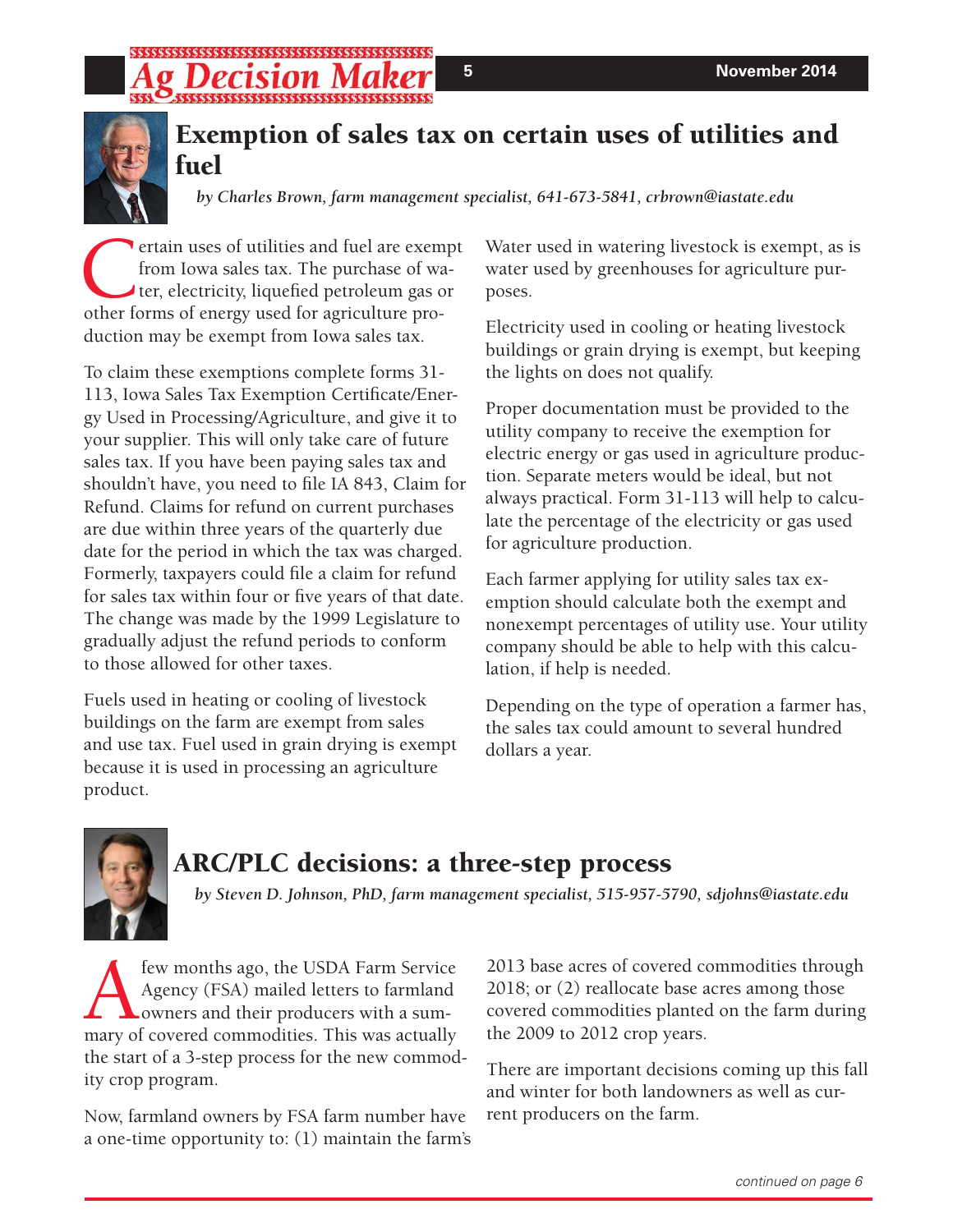## Exemption of sales tax on certain uses of utilities and fuel

*by Charles Brown, farm management specialist, 641-673-5841, crbrown@iastate.edu*

Certain uses of utilities and fuel are exempt from Iowa sales tax. The purchase of water, electricity, liquefied petroleum gas or other forms of energy used for agriculture production may be exempt from Iowa sales tax.

To claim these exemptions complete forms 31-113, Iowa Sales Tax Exemption Certificate/Energy Used in Processing/Agriculture, and give it to your supplier. This will only take care of future sales tax. If you have been paying sales tax and shouldn't have, you need to file IA 843, Claim for Refund. Claims for refund on current purchases are due within three years of the quarterly due date for the period in which the tax was charged. Formerly, taxpayers could file a claim for refund for sales tax within four or five years of that date. The change was made by the 1999 Legislature to gradually adjust the refund periods to conform to those allowed for other taxes.

Fuels used in heating or cooling of livestock buildings on the farm are exempt from sales and use tax. Fuel used in grain drying is exempt because it is used in processing an agriculture product.

Water used in watering livestock is exempt, as is water used by greenhouses for agriculture purposes.

Electricity used in cooling or heating livestock buildings or grain drying is exempt, but keeping the lights on does not qualify.

Proper documentation must be provided to the utility company to receive the exemption for electric energy or gas used in agriculture production. Separate meters would be ideal, but not always practical. Form 31-113 will help to calculate the percentage of the electricity or gas used for agriculture production.

Each farmer applying for utility sales tax exemption should calculate both the exempt and nonexempt percentages of utility use. Your utility company should be able to help with this calculation, if help is needed.

Depending on the type of operation a farmer has, the sales tax could amount to several hundred dollars a year.

## ARC/PLC decisions: a three-step process

*by Steven D. Johnson, PhD, farm management specialist, 515-957-5790, sdjohns@iastate.edu*

A few months ago, the USDA Farm Service Agency (FSA) mailed letters to farmland owners and their producers with a summary of covered commodities. This was actually the start of a 3-step process for the new commodity crop program.

Now, farmland owners by FSA farm number have a one-time opportunity to: (1) maintain the farm's 2013 base acres of covered commodities through 2018; or (2) reallocate base acres among those covered commodities planted on the farm during the 2009 to 2012 crop years.

There are important decisions coming up this fall and winter for both landowners as well as current producers on the farm.

*continued on page 6*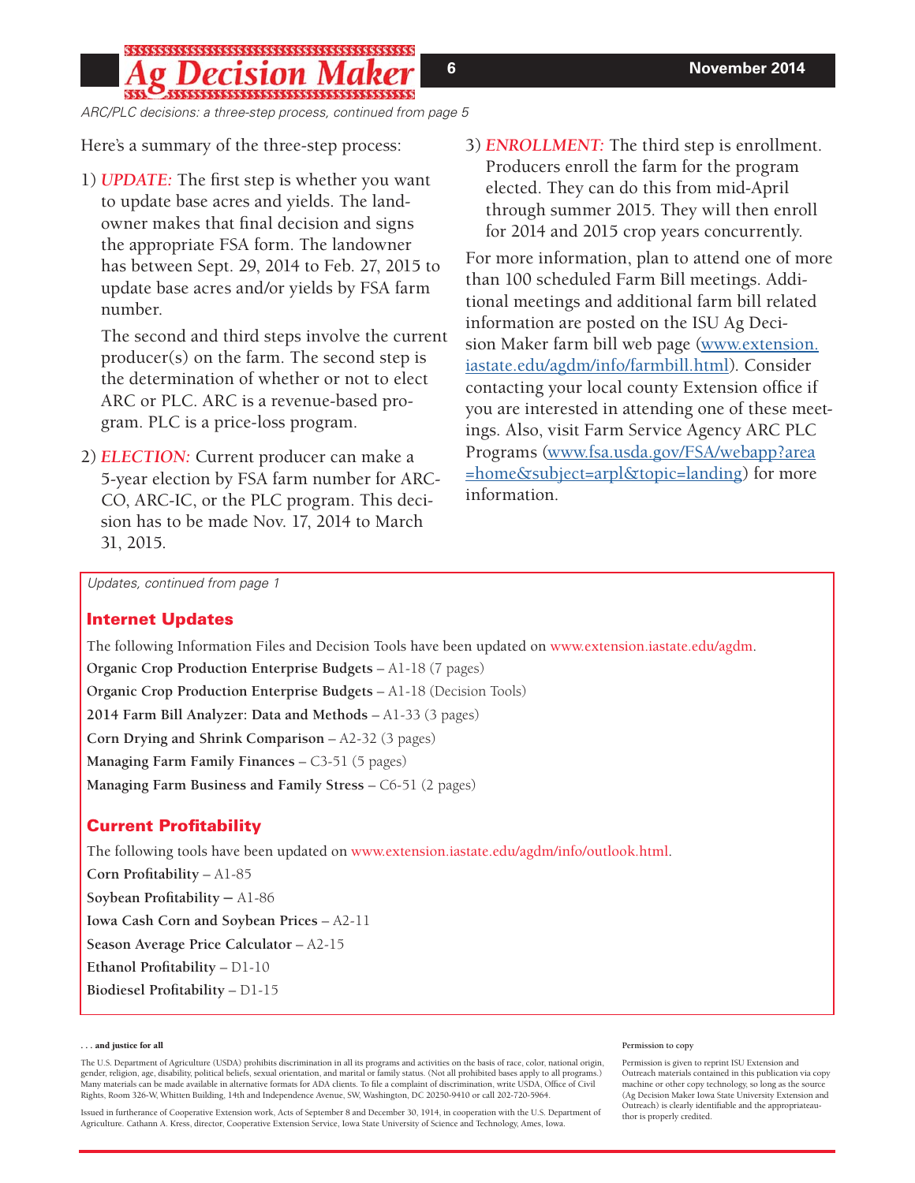*ARC/PLC decisions: a three-step process, continued from page 5*

Here's a summary of the three-step process:

1) ***UPDATE:*** The first step is whether you want to update base acres and yields. The landowner makes that final decision and signs the appropriate FSA form. The landowner has between Sept. 29, 2014 to Feb. 27, 2015 to update base acres and/or yields by FSA farm number.

   The second and third steps involve the current producer(s) on the farm. The second step is the determination of whether or not to elect ARC or PLC. ARC is a revenue-based program. PLC is a price-loss program.

2) ***ELECTION:*** Current producer can make a 5-year election by FSA farm number for ARC-CO, ARC-IC, or the PLC program. This decision has to be made Nov. 17, 2014 to March 31, 2015.

3) ***ENROLLMENT:*** The third step is enrollment. Producers enroll the farm for the program elected. They can do this from mid-April through summer 2015. They will then enroll for 2014 and 2015 crop years concurrently.

For more information, plan to attend one of more than 100 scheduled Farm Bill meetings. Additional meetings and additional farm bill related information are posted on the ISU Ag Decision Maker farm bill web page (www.extension.iastate.edu/agdm/info/farmbill.html). Consider contacting your local county Extension office if you are interested in attending one of these meetings. Also, visit Farm Service Agency ARC PLC Programs (www.fsa.usda.gov/FSA/webapp?area=home&subject=arpl&topic=landing) for more information.

*Updates, continued from page 1*

## Internet Updates

The following Information Files and Decision Tools have been updated on www.extension.iastate.edu/agdm.

**Organic Crop Production Enterprise Budgets** – A1-18 (7 pages)

**Organic Crop Production Enterprise Budgets** – A1-18 (Decision Tools)

**2014 Farm Bill Analyzer: Data and Methods** – A1-33 (3 pages)

**Corn Drying and Shrink Comparison** – A2-32 (3 pages)

**Managing Farm Family Finances** – C3-51 (5 pages)

**Managing Farm Business and Family Stress** – C6-51 (2 pages)

## Current Profitability

The following tools have been updated on www.extension.iastate.edu/agdm/info/outlook.html.

**Corn Profitability** – A1-85

**Soybean Profitability –** A1-86

**Iowa Cash Corn and Soybean Prices** – A2-11

**Season Average Price Calculator** – A2-15

**Ethanol Profitability** – D1-10

**Biodiesel Profitability** – D1-15

**. . . and justice for all**

The U.S. Department of Agriculture (USDA) prohibits discrimination in all its programs and activities on the basis of race, color, national origin, gender, religion, age, disability, political beliefs, sexual orientation, and marital or family status. (Not all prohibited bases apply to all programs.) Many materials can be made available in alternative formats for ADA clients. To file a complaint of discrimination, write USDA, Office of Civil Rights, Room 326-W, Whitten Building, 14th and Independence Avenue, SW, Washington, DC 20250-9410 or call 202-720-5964.

Issued in furtherance of Cooperative Extension work, Acts of September 8 and December 30, 1914, in cooperation with the U.S. Department of Agriculture. Cathann A. Kress, director, Cooperative Extension Service, Iowa State University of Science and Technology, Ames, Iowa.

**Permission to copy**

Permission is given to reprint ISU Extension and Outreach materials contained in this publication via copy machine or other copy technology, so long as the source (Ag Decision Maker Iowa State University Extension and Outreach) is clearly identifiable and the appropriateauthor is properly credited.